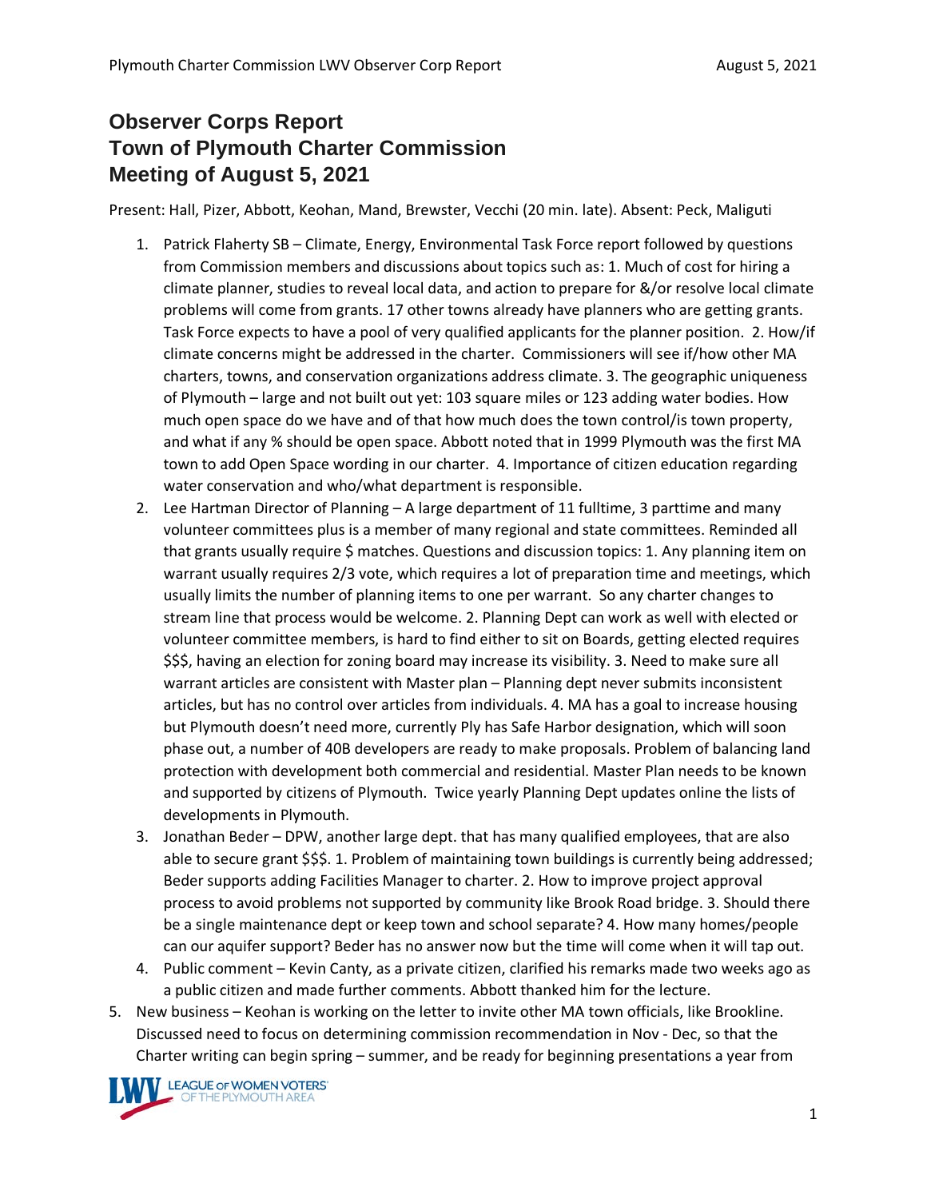# Observer Corps Report
# Town of Plymouth Charter Commission
# Meeting of August 5, 2021

Present: Hall, Pizer, Abbott, Keohan, Mand, Brewster, Vecchi (20 min. late). Absent: Peck, Maliguti

1. Patrick Flaherty SB – Climate, Energy, Environmental Task Force report followed by questions from Commission members and discussions about topics such as: 1. Much of cost for hiring a climate planner, studies to reveal local data, and action to prepare for &/or resolve local climate problems will come from grants. 17 other towns already have planners who are getting grants. Task Force expects to have a pool of very qualified applicants for the planner position. 2. How/if climate concerns might be addressed in the charter. Commissioners will see if/how other MA charters, towns, and conservation organizations address climate. 3. The geographic uniqueness of Plymouth – large and not built out yet: 103 square miles or 123 adding water bodies. How much open space do we have and of that how much does the town control/is town property, and what if any % should be open space. Abbott noted that in 1999 Plymouth was the first MA town to add Open Space wording in our charter. 4. Importance of citizen education regarding water conservation and who/what department is responsible.
2. Lee Hartman Director of Planning – A large department of 11 fulltime, 3 parttime and many volunteer committees plus is a member of many regional and state committees. Reminded all that grants usually require $ matches. Questions and discussion topics: 1. Any planning item on warrant usually requires 2/3 vote, which requires a lot of preparation time and meetings, which usually limits the number of planning items to one per warrant. So any charter changes to stream line that process would be welcome. 2. Planning Dept can work as well with elected or volunteer committee members, is hard to find either to sit on Boards, getting elected requires $$$, having an election for zoning board may increase its visibility. 3. Need to make sure all warrant articles are consistent with Master plan – Planning dept never submits inconsistent articles, but has no control over articles from individuals. 4. MA has a goal to increase housing but Plymouth doesn't need more, currently Ply has Safe Harbor designation, which will soon phase out, a number of 40B developers are ready to make proposals. Problem of balancing land protection with development both commercial and residential. Master Plan needs to be known and supported by citizens of Plymouth. Twice yearly Planning Dept updates online the lists of developments in Plymouth.
3. Jonathan Beder – DPW, another large dept. that has many qualified employees, that are also able to secure grant $$$. 1. Problem of maintaining town buildings is currently being addressed; Beder supports adding Facilities Manager to charter. 2. How to improve project approval process to avoid problems not supported by community like Brook Road bridge. 3. Should there be a single maintenance dept or keep town and school separate? 4. How many homes/people can our aquifer support? Beder has no answer now but the time will come when it will tap out.
4. Public comment – Kevin Canty, as a private citizen, clarified his remarks made two weeks ago as a public citizen and made further comments. Abbott thanked him for the lecture.
5. New business – Keohan is working on the letter to invite other MA town officials, like Brookline. Discussed need to focus on determining commission recommendation in Nov - Dec, so that the Charter writing can begin spring – summer, and be ready for beginning presentations a year from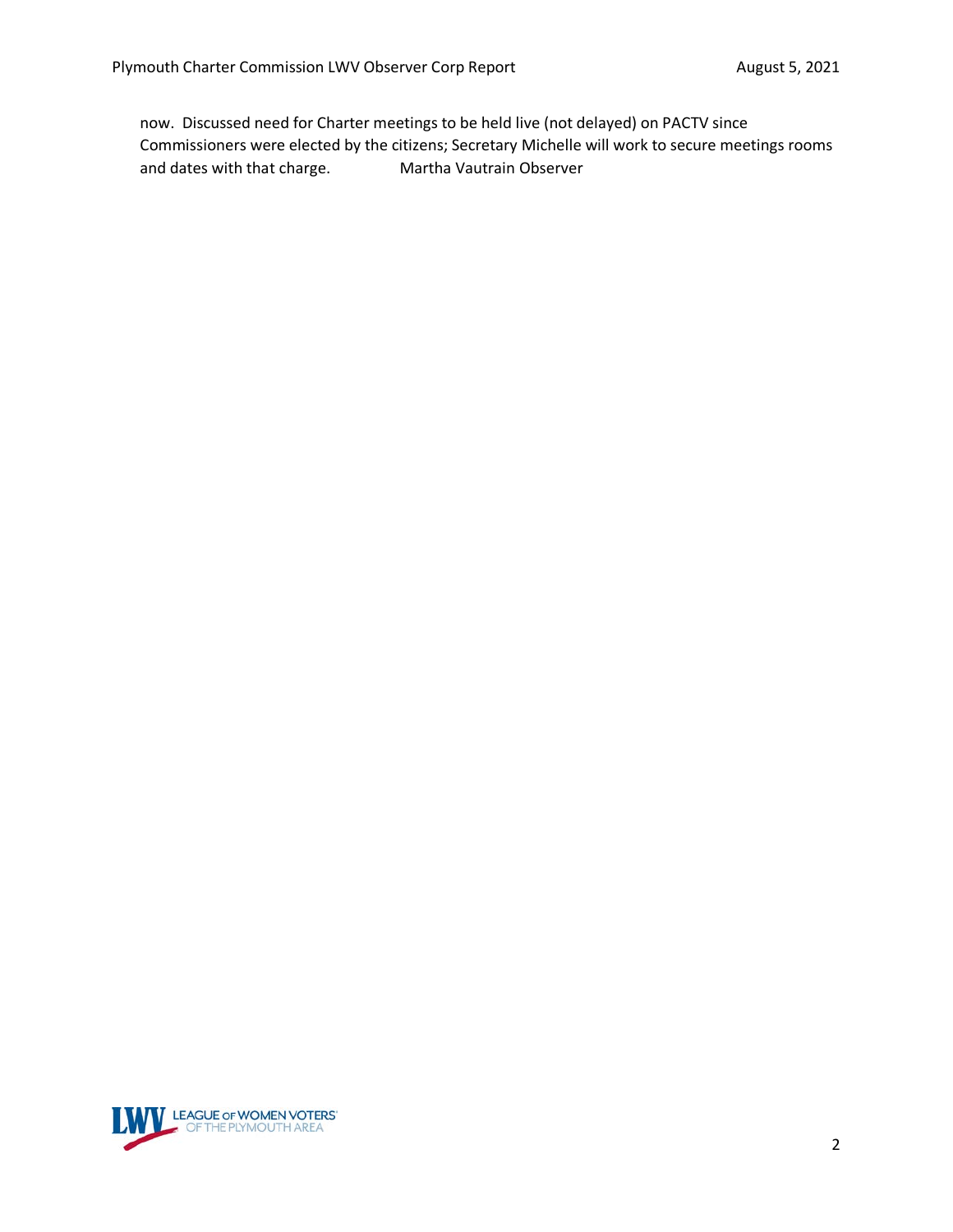now. Discussed need for Charter meetings to be held live (not delayed) on PACTV since Commissioners were elected by the citizens; Secretary Michelle will work to secure meetings rooms and dates with that charge. Martha Vautrain Observer